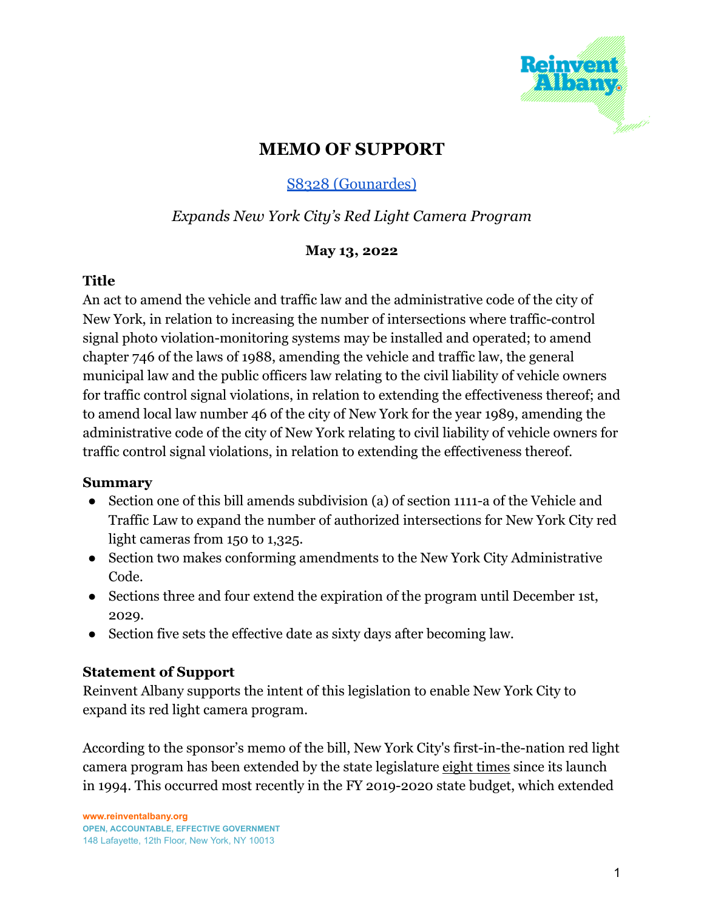# MEMO OF SUPPORT

[S8328 (Gounardes)]

*Expands New York City's Red Light Camera Program*

**May 13, 2022**

### Title

An act to amend the vehicle and traffic law and the administrative code of the city of New York, in relation to increasing the number of intersections where traffic-control signal photo violation-monitoring systems may be installed and operated; to amend chapter 746 of the laws of 1988, amending the vehicle and traffic law, the general municipal law and the public officers law relating to the civil liability of vehicle owners for traffic control signal violations, in relation to extending the effectiveness thereof; and to amend local law number 46 of the city of New York for the year 1989, amending the administrative code of the city of New York relating to civil liability of vehicle owners for traffic control signal violations, in relation to extending the effectiveness thereof.

### Summary

- Section one of this bill amends subdivision (a) of section 1111-a of the Vehicle and Traffic Law to expand the number of authorized intersections for New York City red light cameras from 150 to 1,325.
- Section two makes conforming amendments to the New York City Administrative Code.
- Sections three and four extend the expiration of the program until December 1st, 2029.
- Section five sets the effective date as sixty days after becoming law.

### Statement of Support

Reinvent Albany supports the intent of this legislation to enable New York City to expand its red light camera program.

According to the sponsor's memo of the bill, New York City's first-in-the-nation red light camera program has been extended by the state legislature eight times since its launch in 1994. This occurred most recently in the FY 2019-2020 state budget, which extended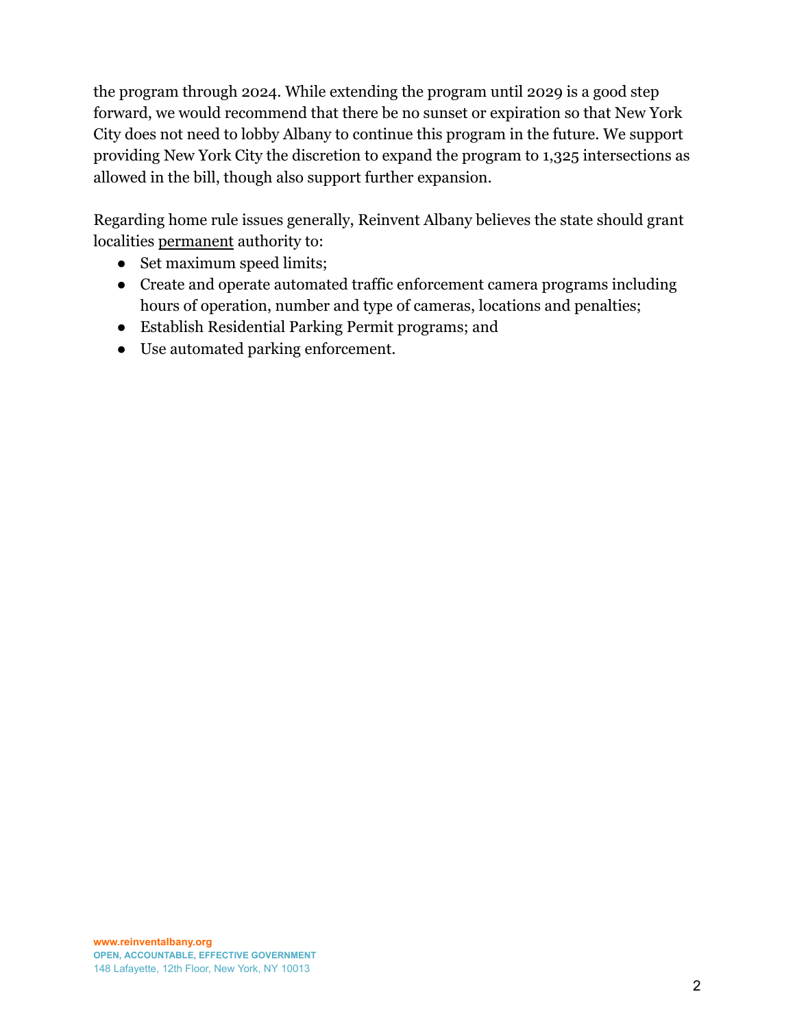the program through 2024. While extending the program until 2029 is a good step forward, we would recommend that there be no sunset or expiration so that New York City does not need to lobby Albany to continue this program in the future. We support providing New York City the discretion to expand the program to 1,325 intersections as allowed in the bill, though also support further expansion.

Regarding home rule issues generally, Reinvent Albany believes the state should grant localities <u>permanent</u> authority to:

- Set maximum speed limits;
- Create and operate automated traffic enforcement camera programs including hours of operation, number and type of cameras, locations and penalties;
- Establish Residential Parking Permit programs; and
- Use automated parking enforcement.